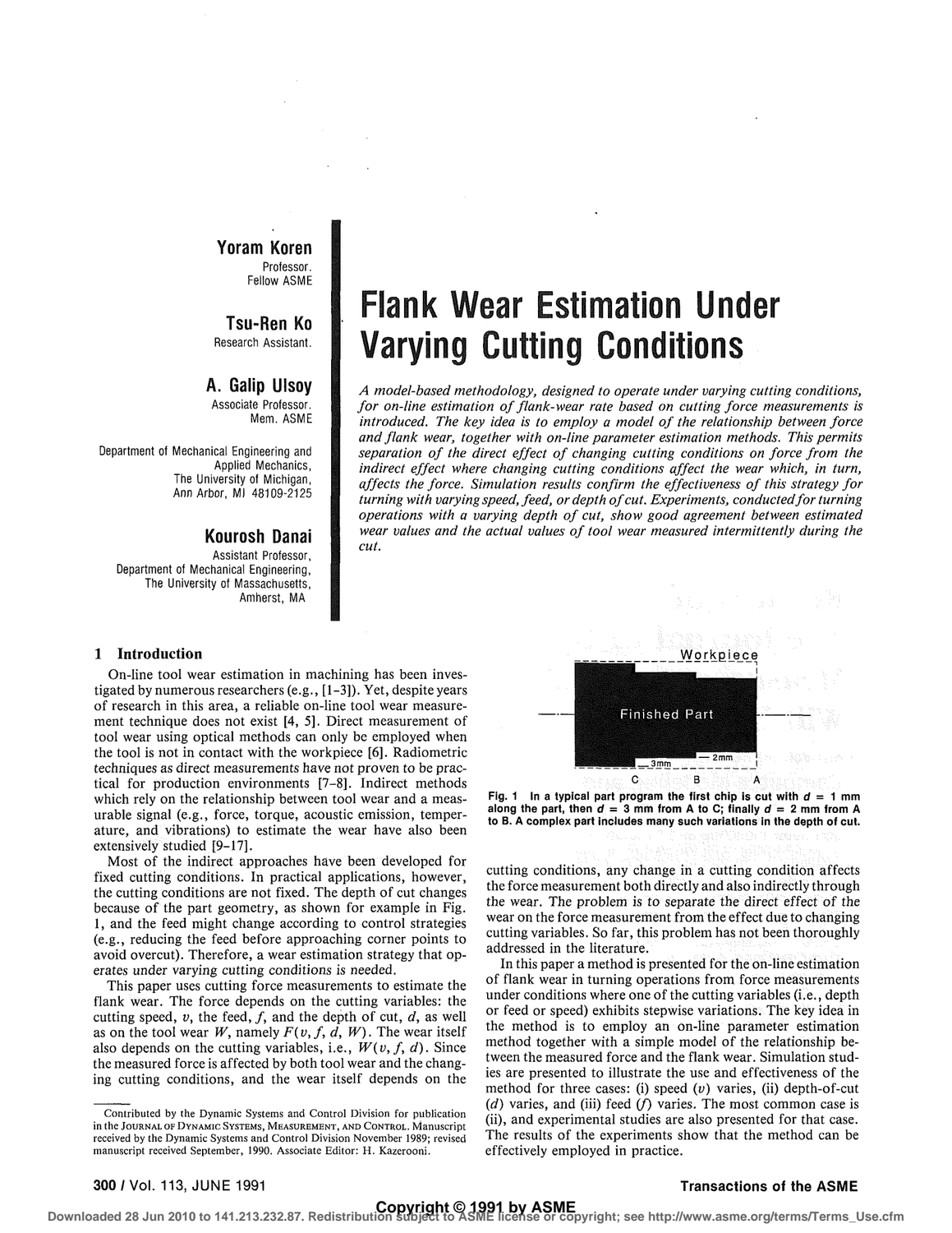**Yoram Koren**
Professor.
Fellow ASME

**Tsu-Ren Ko**
Research Assistant.

**A. Galip Ulsoy**
Associate Professor.
Mem. ASME

Department of Mechanical Engineering and Applied Mechanics,
The University of Michigan,
Ann Arbor, MI 48109-2125

**Kourosh Danai**
Assistant Professor,
Department of Mechanical Engineering,
The University of Massachusetts,
Amherst, MA

# Flank Wear Estimation Under Varying Cutting Conditions

*A model-based methodology, designed to operate under varying cutting conditions, for on-line estimation of flank-wear rate based on cutting force measurements is introduced. The key idea is to employ a model of the relationship between force and flank wear, together with on-line parameter estimation methods. This permits separation of the direct effect of changing cutting conditions on force from the indirect effect where changing cutting conditions affect the wear which, in turn, affects the force. Simulation results confirm the effectiveness of this strategy for turning with varying speed, feed, or depth of cut. Experiments, conducted for turning operations with a varying depth of cut, show good agreement between estimated wear values and the actual values of tool wear measured intermittently during the cut.*

## 1 Introduction

On-line tool wear estimation in machining has been investigated by numerous researchers (e.g., [1-3]). Yet, despite years of research in this area, a reliable on-line tool wear measurement technique does not exist [4, 5]. Direct measurement of tool wear using optical methods can only be employed when the tool is not in contact with the workpiece [6]. Radiometric techniques as direct measurements have not proven to be practical for production environments [7-8]. Indirect methods which rely on the relationship between tool wear and a measurable signal (e.g., force, torque, acoustic emission, temperature, and vibrations) to estimate the wear have also been extensively studied [9-17].

Most of the indirect approaches have been developed for fixed cutting conditions. In practical applications, however, the cutting conditions are not fixed. The depth of cut changes because of the part geometry, as shown for example in Fig. 1, and the feed might change according to control strategies (e.g., reducing the feed before approaching corner points to avoid overcut). Therefore, a wear estimation strategy that operates under varying cutting conditions is needed.

This paper uses cutting force measurements to estimate the flank wear. The force depends on the cutting variables: the cutting speed, $v$, the feed, $f$, and the depth of cut, $d$, as well as on the tool wear $W$, namely $F(v, f, d, W)$. The wear itself also depends on the cutting variables, i.e., $W(v, f, d)$. Since the measured force is affected by both tool wear and the changing cutting conditions, and the wear itself depends on the cutting conditions, any change in a cutting condition affects the force measurement both directly and also indirectly through the wear. The problem is to separate the direct effect of the wear on the force measurement from the effect due to changing cutting variables. So far, this problem has not been thoroughly addressed in the literature.

Workpiece — Finished Part — 3mm — 2mm — C B A

Fig. 1 In a typical part program the first chip is cut with $d$ = 1 mm along the part, then $d$ = 3 mm from A to C; finally $d$ = 2 mm from A to B. A complex part includes many such variations in the depth of cut.

In this paper a method is presented for the on-line estimation of flank wear in turning operations from force measurements under conditions where one of the cutting variables (i.e., depth or feed or speed) exhibits stepwise variations. The key idea in the method is to employ an on-line parameter estimation method together with a simple model of the relationship between the measured force and the flank wear. Simulation studies are presented to illustrate the use and effectiveness of the method for three cases: (i) speed ($v$) varies, (ii) depth-of-cut ($d$) varies, and (iii) feed ($f$) varies. The most common case is (ii), and experimental studies are also presented for that case. The results of the experiments show that the method can be effectively employed in practice.

Contributed by the Dynamic Systems and Control Division for publication in the JOURNAL OF DYNAMIC SYSTEMS, MEASUREMENT, AND CONTROL. Manuscript received by the Dynamic Systems and Control Division November 1989; revised manuscript received September, 1990. Associate Editor: H. Kazerooni.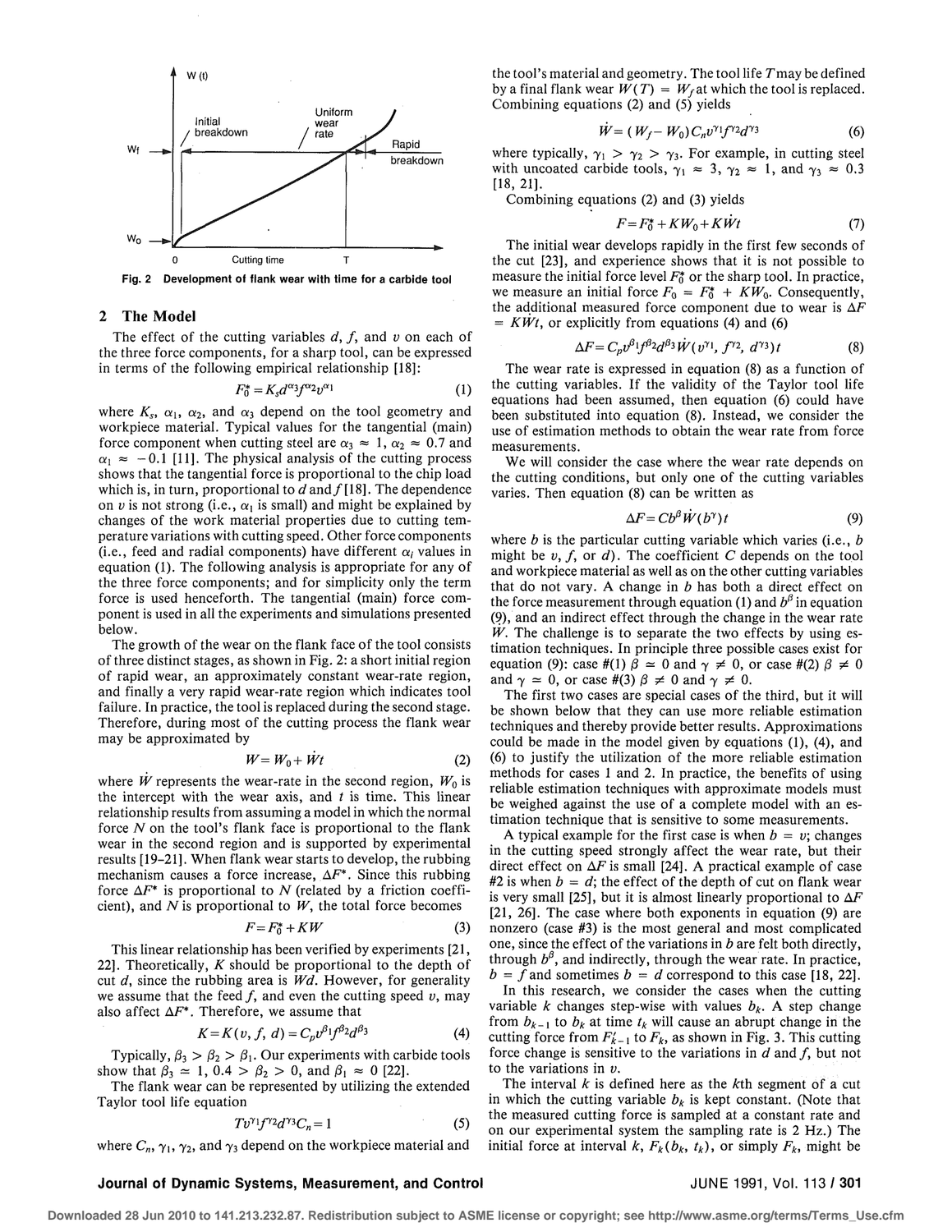Fig. 2 Development of flank wear with time for a carbide tool

## 2 The Model

The effect of the cutting variables $d$, $f$, and $v$ on each of the three force components, for a sharp tool, can be expressed in terms of the following empirical relationship [18]:

$$F_0^* = K_s d^{\alpha_3} f^{\alpha_2} v^{\alpha_1} \tag{1}$$

where $K_s$, $\alpha_1$, $\alpha_2$, and $\alpha_3$ depend on the tool geometry and workpiece material. Typical values for the tangential (main) force component when cutting steel are $\alpha_3 \approx 1$, $\alpha_2 \approx 0.7$ and $\alpha_1 \approx -0.1$ [11]. The physical analysis of the cutting process shows that the tangential force is proportional to the chip load which is, in turn, proportional to $d$ and $f$ [18]. The dependence on $v$ is not strong (i.e., $\alpha_1$ is small) and might be explained by changes of the work material properties due to cutting temperature variations with cutting speed. Other force components (i.e., feed and radial components) have different $\alpha_i$ values in equation (1). The following analysis is appropriate for any of the three force components; and for simplicity only the term force is used henceforth. The tangential (main) force component is used in all the experiments and simulations presented below.

The growth of the wear on the flank face of the tool consists of three distinct stages, as shown in Fig. 2: a short initial region of rapid wear, an approximately constant wear-rate region, and finally a very rapid wear-rate region which indicates tool failure. In practice, the tool is replaced during the second stage. Therefore, during most of the cutting process the flank wear may be approximated by

$$W = W_0 + \dot{W}t \tag{2}$$

where $\dot{W}$ represents the wear-rate in the second region, $W_0$ is the intercept with the wear axis, and $t$ is time. This linear relationship results from assuming a model in which the normal force $N$ on the tool's flank face is proportional to the flank wear in the second region and is supported by experimental results [19–21]. When flank wear starts to develop, the rubbing mechanism causes a force increase, $\Delta F^*$. Since this rubbing force $\Delta F^*$ is proportional to $N$ (related by a friction coefficient), and $N$ is proportional to $W$, the total force becomes

$$F = F_0^* + KW \tag{3}$$

This linear relationship has been verified by experiments [21, 22]. Theoretically, $K$ should be proportional to the depth of cut $d$, since the rubbing area is $Wd$. However, for generality we assume that the feed $f$, and even the cutting speed $v$, may also affect $\Delta F^*$. Therefore, we assume that

$$K = K(v, f, d) = C_p v^{\beta_1} f^{\beta_2} d^{\beta_3} \tag{4}$$

Typically, $\beta_3 > \beta_2 > \beta_1$. Our experiments with carbide tools show that $\beta_3 \simeq 1$, $0.4 > \beta_2 > 0$, and $\beta_1 \approx 0$ [22].

The flank wear can be represented by utilizing the extended Taylor tool life equation

$$T v^{\gamma_1} f^{\gamma_2} d^{\gamma_3} C_n = 1 \tag{5}$$

where $C_n$, $\gamma_1$, $\gamma_2$, and $\gamma_3$ depend on the workpiece material and the tool's material and geometry. The tool life $T$ may be defined by a final flank wear $W(T) = W_f$ at which the tool is replaced. Combining equations (2) and (5) yields

$$\dot{W} = (W_f - W_0) C_n v^{\gamma_1} f^{\gamma_2} d^{\gamma_3} \tag{6}$$

where typically, $\gamma_1 > \gamma_2 > \gamma_3$. For example, in cutting steel with uncoated carbide tools, $\gamma_1 \approx 3$, $\gamma_2 \approx 1$, and $\gamma_3 \approx 0.3$ [18, 21].

Combining equations (2) and (3) yields

$$F = F_0^* + KW_0 + K\dot{W}t \tag{7}$$

The initial wear develops rapidly in the first few seconds of the cut [23], and experience shows that it is not possible to measure the initial force level $F_0^*$ or the sharp tool. In practice, we measure an initial force $F_0 = F_0^* + KW_0$. Consequently, the additional measured force component due to wear is $\Delta F = K\dot{W}t$, or explicitly from equations (4) and (6)

$$\Delta F = C_p v^{\beta_1} f^{\beta_2} d^{\beta_3} \dot{W}(v^{\gamma_1}, f^{\gamma_2}, d^{\gamma_3}) t \tag{8}$$

The wear rate is expressed in equation (8) as a function of the cutting variables. If the validity of the Taylor tool life equations had been assumed, then equation (6) could have been substituted into equation (8). Instead, we consider the use of estimation methods to obtain the wear rate from force measurements.

We will consider the case where the wear rate depends on the cutting conditions, but only one of the cutting variables varies. Then equation (8) can be written as

$$\Delta F = C b^{\beta} \dot{W}(b^{\gamma}) t \tag{9}$$

where $b$ is the particular cutting variable which varies (i.e., $b$ might be $v$, $f$, or $d$). The coefficient $C$ depends on the tool and workpiece material as well as on the other cutting variables that do not vary. A change in $b$ has both a direct effect on the force measurement through equation (1) and $b^{\beta}$ in equation (9), and an indirect effect through the change in the wear rate $\dot{W}$. The challenge is to separate the two effects by using estimation techniques. In principle three possible cases exist for equation (9): case #(1) $\beta \simeq 0$ and $\gamma \neq 0$, or case #(2) $\beta \neq 0$ and $\gamma \simeq 0$, or case #(3) $\beta \neq 0$ and $\gamma \neq 0$.

The first two cases are special cases of the third, but it will be shown below that they can use more reliable estimation techniques and thereby provide better results. Approximations could be made in the model given by equations (1), (4), and (6) to justify the utilization of the more reliable estimation methods for cases 1 and 2. In practice, the benefits of using reliable estimation techniques with approximate models must be weighed against the use of a complete model with an estimation technique that is sensitive to some measurements.

A typical example for the first case is when $b = v$; changes in the cutting speed strongly affect the wear rate, but their direct effect on $\Delta F$ is small [24]. A practical example of case #2 is when $b = d$; the effect of the depth of cut on flank wear is very small [25], but it is almost linearly proportional to $\Delta F$ [21, 26]. The case where both exponents in equation (9) are nonzero (case #3) is the most general and most complicated one, since the effect of the variations in $b$ are felt both directly, through $b^{\beta}$, and indirectly, through the wear rate. In practice, $b = f$ and sometimes $b = d$ correspond to this case [18, 22].

In this research, we consider the cases when the cutting variable $k$ changes step-wise with values $b_k$. A step change from $b_{k-1}$ to $b_k$ at time $t_k$ will cause an abrupt change in the cutting force from $F'_{k-1}$ to $F_k$, as shown in Fig. 3. This cutting force change is sensitive to the variations in $d$ and $f$, but not to the variations in $v$.

The interval $k$ is defined here as the $k$th segment of a cut in which the cutting variable $b_k$ is kept constant. (Note that the measured cutting force is sampled at a constant rate and on our experimental system the sampling rate is 2 Hz.) The initial force at interval $k$, $F_k(b_k, t_k)$, or simply $F_k$, might be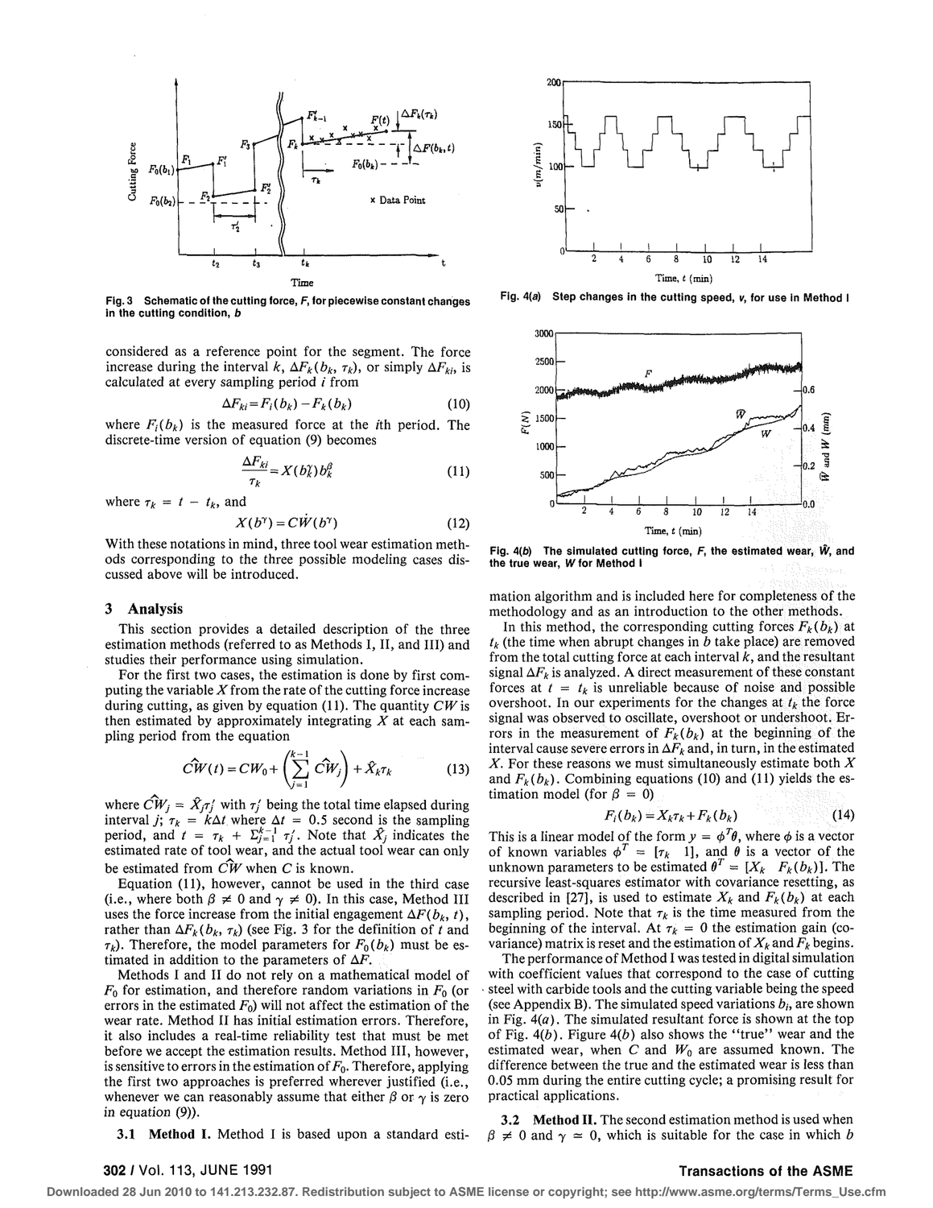Fig. 3 Schematic of the cutting force, $F$, for piecewise constant changes in the cutting condition, $b$

Fig. 4(a) Step changes in the cutting speed, $v$, for use in Method I

Fig. 4(b) The simulated cutting force, $F$, the estimated wear, $\hat{W}$, and the true wear, $W$ for Method I

considered as a reference point for the segment. The force increase during the interval $k$, $\Delta F_k(b_k, \tau_k)$, or simply $\Delta F_{ki}$, is calculated at every sampling period $i$ from

$$\Delta F_{ki} = F_i(b_k) - F_k(b_k) \tag{10}$$

where $F_i(b_k)$ is the measured force at the $i$th period. The discrete-time version of equation (9) becomes

$$\frac{\Delta F_{ki}}{\tau_k} = X(b_k^\gamma) b_k^\beta \tag{11}$$

where $\tau_k = t - t_k$, and

$$X(b^\gamma) = C\dot{W}(b^\gamma) \tag{12}$$

With these notations in mind, three tool wear estimation methods corresponding to the three possible modeling cases discussed above will be introduced.

## 3 Analysis

This section provides a detailed description of the three estimation methods (referred to as Methods I, II, and III) and studies their performance using simulation.

For the first two cases, the estimation is done by first computing the variable $X$ from the rate of the cutting force increase during cutting, as given by equation (11). The quantity $CW$ is then estimated by approximately integrating $X$ at each sampling period from the equation

$$\widehat{CW}(t) = CW_0 + \left( \sum_{j=1}^{k-1} \widehat{CW}_j \right) + \hat{X}_k \tau_k \tag{13}$$

where $\widehat{CW}_j = \hat{X}_j \tau_j'$ with $\tau_j'$ being the total time elapsed during interval $j$; $\tau_k = k\Delta t$ where $\Delta t = 0.5$ second is the sampling period, and $t = \tau_k + \sum_{j=1}^{k-1} \tau_j'$. Note that $\hat{X}_j$ indicates the estimated rate of tool wear, and the actual tool wear can only be estimated from $\widehat{CW}$ when $C$ is known.

Equation (11), however, cannot be used in the third case (i.e., where both $\beta \neq 0$ and $\gamma \neq 0$). In this case, Method III uses the force increase from the initial engagement $\Delta F(b_k, t)$, rather than $\Delta F_k(b_k, \tau_k)$ (see Fig. 3 for the definition of $t$ and $\tau_k$). Therefore, the model parameters for $F_0(b_k)$ must be estimated in addition to the parameters of $\Delta F$.

Methods I and II do not rely on a mathematical model of $F_0$ for estimation, and therefore random variations in $F_0$ (or errors in the estimated $F_0$) will not affect the estimation of the wear rate. Method II has initial estimation errors. Therefore, it also includes a real-time reliability test that must be met before we accept the estimation results. Method III, however, is sensitive to errors in the estimation of $F_0$. Therefore, applying the first two approaches is preferred wherever justified (i.e., whenever we can reasonably assume that either $\beta$ or $\gamma$ is zero in equation (9)).

**3.1 Method I.** Method I is based upon a standard estimation algorithm and is included here for completeness of the methodology and as an introduction to the other methods.

In this method, the corresponding cutting forces $F_k(b_k)$ at $t_k$ (the time when abrupt changes in $b$ take place) are removed from the total cutting force at each interval $k$, and the resultant signal $\Delta F_k$ is analyzed. A direct measurement of these constant forces at $t = t_k$ is unreliable because of noise and possible overshoot. In our experiments for the changes at $t_k$ the force signal was observed to oscillate, overshoot or undershoot. Errors in the measurement of $F_k(b_k)$ at the beginning of the interval cause errors in $\Delta F_k$ and, in turn, in the estimated $X$. For these reasons we must simultaneously estimate both $X$ and $F_k(b_k)$. Combining equations (10) and (11) yields the estimation model (for $\beta = 0$)

$$F_i(b_k) = X_k \tau_k + F_k(b_k) \tag{14}$$

This is a linear model of the form $y = \phi^T \theta$, where $\phi$ is a vector of known variables $\phi^T = [\tau_k \quad 1]$, and $\theta$ is a vector of the unknown parameters to be estimated $\theta^T = [X_k \quad F_k(b_k)]$. The recursive least-squares estimator with covariance resetting, as described in [27], is used to estimate $X_k$ and $F_k(b_k)$ at each sampling period. Note that $\tau_k$ is the time measured from the beginning of the interval. At $\tau_k = 0$ the estimation gain (covariance) matrix is reset and the estimation of $X_k$ and $F_k$ begins.

The performance of Method I was tested in digital simulation with coefficient values that correspond to the case of cutting steel with carbide tools and the cutting variable being the speed (see Appendix B). The simulated speed variations $b_i$, are shown in Fig. 4(a). The simulated resultant force is shown at the top of Fig. 4(b). Figure 4(b) also shows the "true" wear and the estimated wear, when $C$ and $W_0$ are assumed known. The difference between the true and the estimated wear is less than 0.05 mm during the entire cutting cycle; a promising result for practical applications.

**3.2 Method II.** The second estimation method is used when $\beta \neq 0$ and $\gamma \simeq 0$, which is suitable for the case in which $b$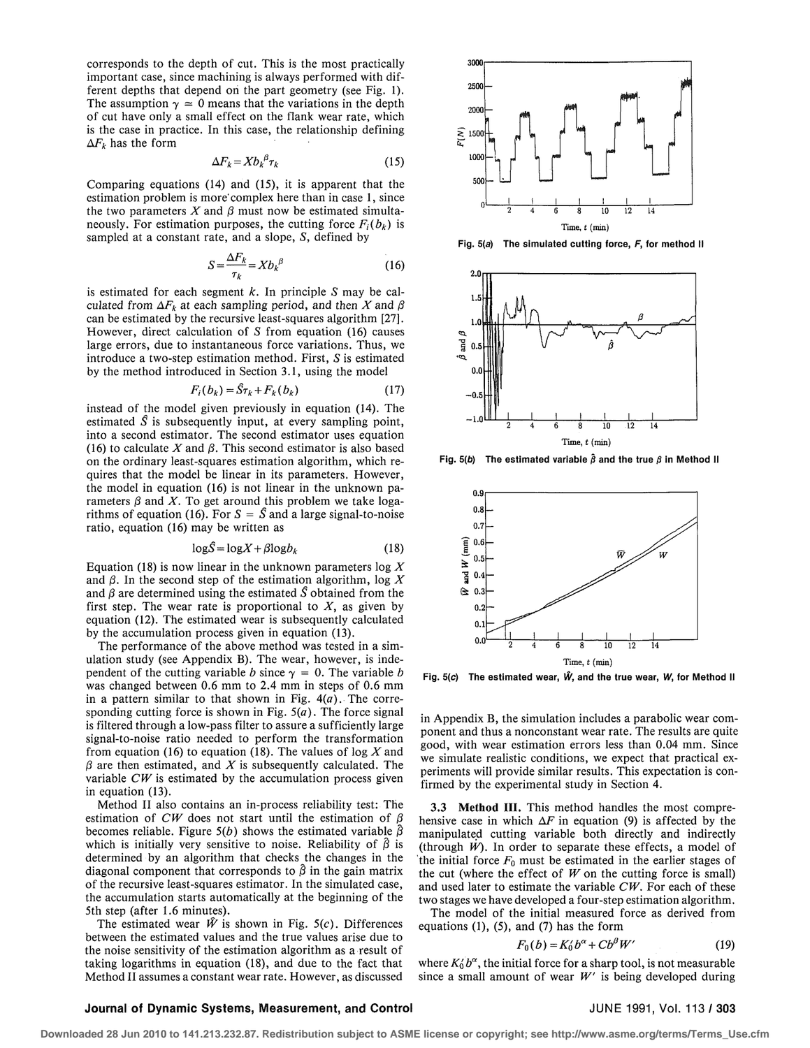corresponds to the depth of cut. This is the most practically important case, since machining is always performed with different depths that depend on the part geometry (see Fig. 1). The assumption $\gamma \simeq 0$ means that the variations in the depth of cut have only a small effect on the flank wear rate, which is the case in practice. In this case, the relationship defining $\Delta F_k$ has the form

$$\Delta F_k = X b_k^{\beta} \tau_k \tag{15}$$

Comparing equations (14) and (15), it is apparent that the estimation problem is more complex here than in case 1, since the two parameters $X$ and $\beta$ must now be estimated simultaneously. For estimation purposes, the cutting force $F_i(b_k)$ is sampled at a constant rate, and a slope, $S$, defined by

$$S = \frac{\Delta F_k}{\tau_k} = X b_k^{\beta} \tag{16}$$

is estimated for each segment $k$. In principle $S$ may be calculated from $\Delta F_k$ at each sampling period, and then $X$ and $\beta$ can be estimated by the recursive least-squares algorithm [27]. However, direct calculation of $S$ from equation (16) causes large errors, due to instantaneous force variations. Thus, we introduce a two-step estimation method. First, $S$ is estimated by the method introduced in Section 3.1, using the model

$$F_i(b_k) = \hat{S}\tau_k + F_k(b_k) \tag{17}$$

instead of the model given previously in equation (14). The estimated $\hat{S}$ is subsequently input, at every sampling point, into a second estimator. The second estimator uses equation (16) to calculate $X$ and $\beta$. This second estimator is also based on the ordinary least-squares estimation algorithm, which requires that the model be linear in its parameters. However, the model in equation (16) is not linear in the unknown parameters $\beta$ and $X$. To get around this problem we take logarithms of equation (16). For $S = \hat{S}$ and a large signal-to-noise ratio, equation (16) may be written as

$$\log \hat{S} = \log X + \beta \log b_k \tag{18}$$

Equation (18) is now linear in the unknown parameters $\log X$ and $\beta$. In the second step of the estimation algorithm, $\log X$ and $\beta$ are determined using the estimated $\hat{S}$ obtained from the first step. The wear rate is proportional to $X$, as given by equation (12). The estimated wear is subsequently calculated by the accumulation process given in equation (13).

The performance of the above method was tested in a simulation study (see Appendix B). The wear, however, is independent of the cutting variable $b$ since $\gamma = 0$. The variable $b$ was changed between 0.6 mm to 2.4 mm in steps of 0.6 mm in a pattern similar to that shown in Fig. 4(*a*). The corresponding cutting force is shown in Fig. 5(*a*). The force signal is filtered through a low-pass filter to assure a sufficiently large signal-to-noise ratio needed to perform the transformation from equation (16) to equation (18). The values of $\log X$ and $\beta$ are then estimated, and $X$ is subsequently calculated. The variable $CW$ is estimated by the accumulation process given in equation (13).

Method II also contains an in-process reliability test: The estimation of $CW$ does not start until the estimation of $\beta$ becomes reliable. Figure 5(*b*) shows the estimated variable $\hat{\beta}$ which is initially very sensitive to noise. Reliability of $\hat{\beta}$ is determined by an algorithm that checks the changes in the diagonal component that corresponds to $\hat{\beta}$ in the gain matrix of the recursive least-squares estimator. In the simulated case, the accumulation starts automatically at the beginning of the 5th step (after 1.6 minutes).

The estimated wear $\hat{W}$ is shown in Fig. 5(*c*). Differences between the estimated values and the true values arise due to the noise sensitivity of the estimation algorithm as a result of taking logarithms in equation (18), and due to the fact that Method II assumes a constant wear rate. However, as discussed in Appendix B, the simulation includes a parabolic wear component and thus a nonconstant wear rate. The results are quite good, with wear estimation errors less than 0.04 mm. Since we simulate realistic conditions, we expect that practical experiments will provide similar results. This expectation is confirmed by the experimental study in Section 4.

**Fig. 5(*a*) The simulated cutting force, *F*, for method II**

**Fig. 5(*b*) The estimated variable $\hat{\beta}$ and the true $\beta$ in Method II**

**Fig. 5(*c*) The estimated wear, $\hat{W}$, and the true wear, *W*, for Method II**

**3.3 Method III.** This method handles the most comprehensive case in which $\Delta F$ in equation (9) is affected by the manipulated cutting variable both directly and indirectly (through $\dot{W}$). In order to separate these effects, a model of the initial force $F_0$ must be estimated in the earlier stages of the cut (where the effect of $W$ on the cutting force is small) and used later to estimate the variable $CW$. For each of these two stages we have developed a four-step estimation algorithm.

The model of the initial measured force as derived from equations (1), (5), and (7) has the form

$$F_0(b) = K_0' b^{\alpha} + C b^{\beta} W' \tag{19}$$

where $K_0' b^{\alpha}$, the initial force for a sharp tool, is not measurable since a small amount of wear $W'$ is being developed during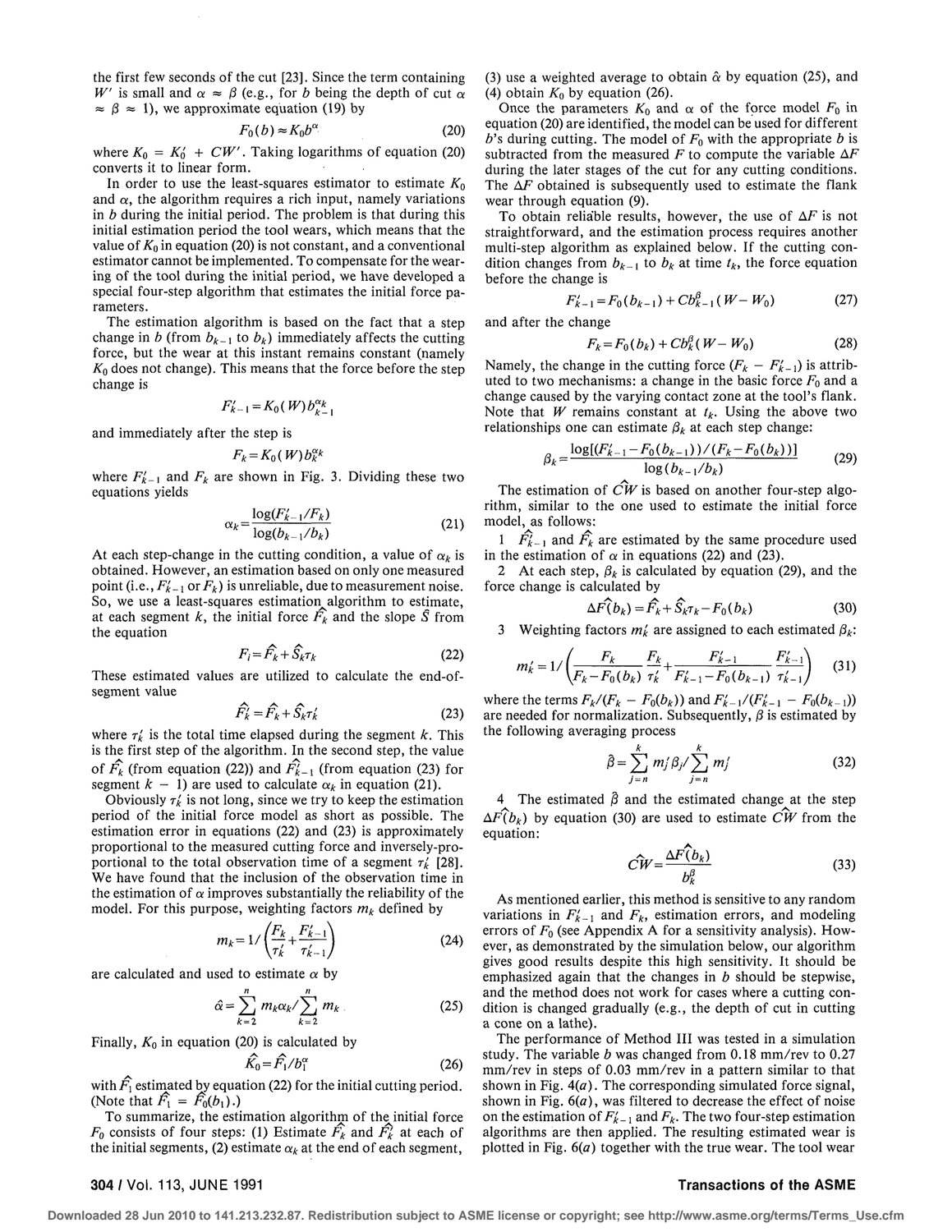the first few seconds of the cut [23]. Since the term containing $W'$ is small and $\alpha \approx \beta$ (e.g., for $b$ being the depth of cut $\alpha \approx \beta \approx 1$), we approximate equation (19) by

$$F_0(b) \approx K_0 b^{\alpha} \tag{20}$$

where $K_0 = K_0' + CW'$. Taking logarithms of equation (20) converts it to linear form.

In order to use the least-squares estimator to estimate $K_0$ and $\alpha$, the algorithm requires a rich input, namely variations in $b$ during the initial period. The problem is that during this initial estimation period the tool wears, which means that the value of $K_0$ in equation (20) is not constant, and a conventional estimator cannot be implemented. To compensate for the wearing of the tool during the initial period, we have developed a special four-step algorithm that estimates the initial force parameters.

The estimation algorithm is based on the fact that a step change in $b$ (from $b_{k-1}$ to $b_k$) immediately affects the cutting force, but the wear at this instant remains constant (namely $K_0$ does not change). This means that the force before the step change is

$$F'_{k-1} = K_0(W) b_{k-1}^{\alpha_k}$$

and immediately after the step is

$$F_k = K_0(W) b_k^{\alpha_k}$$

where $F'_{k-1}$ and $F_k$ are shown in Fig. 3. Dividing these two equations yields

$$\alpha_k = \frac{\log(F'_{k-1}/F_k)}{\log(b_{k-1}/b_k)} \tag{21}$$

At each step-change in the cutting condition, a value of $\alpha_k$ is obtained. However, an estimation based on only one measured point (i.e., $F'_{k-1}$ or $F_k$) is unreliable, due to measurement noise. So, we use a least-squares estimation algorithm to estimate, at each segment $k$, the initial force $\hat{F}_k$ and the slope $\hat{S}$ from the equation

$$F_i = \hat{F}_k + \hat{S}_k \tau_k \tag{22}$$

These estimated values are utilized to calculate the end-of-segment value

$$\hat{F}'_k = \hat{F}_k + \hat{S}_k \tau'_k \tag{23}$$

where $\tau'_k$ is the total time elapsed during the segment $k$. This is the first step of the algorithm. In the second step, the value of $\hat{F}_k$ (from equation (22)) and $\hat{F}'_{k-1}$ (from equation (23) for segment $k-1$) are used to calculate $\alpha_k$ in equation (21).

Obviously $\tau'_k$ is not long, since we try to keep the estimation period of the initial force model as short as possible. The estimation error in equations (22) and (23) is approximately proportional to the measured cutting force and inversely-proportional to the total observation time of a segment $\tau'_k$ [28]. We have found that the inclusion of the observation time in the estimation of $\alpha$ improves substantially the reliability of the model. For this purpose, weighting factors $m_k$ defined by

$$m_k = 1 \Big/ \left( \frac{F_k}{\tau'_k} + \frac{F'_{k-1}}{\tau'_{k-1}} \right) \tag{24}$$

are calculated and used to estimate $\alpha$ by

$$\hat{\alpha} = \sum_{k=2}^{n} m_k \alpha_k \Big/ \sum_{k=2}^{n} m_k \tag{25}$$

Finally, $K_0$ in equation (20) is calculated by

$$\hat{K}_0 = \hat{F}_1 / b_1^{\alpha} \tag{26}$$

with $\hat{F}_1$ estimated by equation (22) for the initial cutting period. (Note that $\hat{F}_1 = \hat{F}_0(b_1)$.)

To summarize, the estimation algorithm of the initial force $F_0$ consists of four steps: (1) Estimate $\hat{F}_k$ and $\hat{F}'_k$ at each of the initial segments, (2) estimate $\alpha_k$ at the end of each segment, (3) use a weighted average to obtain $\hat{\alpha}$ by equation (25), and (4) obtain $K_0$ by equation (26).

Once the parameters $K_0$ and $\alpha$ of the force model $F_0$ in equation (20) are identified, the model can be used for different $b$'s during cutting. The model of $F_0$ with the appropriate $b$ is subtracted from the measured $F$ to compute the variable $\Delta F$ during the later stages of the cut for any cutting conditions. The $\Delta F$ obtained is subsequently used to estimate the flank wear through equation (9).

To obtain reliable results, however, the use of $\Delta F$ is not straightforward, and the estimation process requires another multi-step algorithm as explained below. If the cutting condition changes from $b_{k-1}$ to $b_k$ at time $t_k$, the force equation before the change is

$$F'_{k-1} = F_0(b_{k-1}) + C b_{k-1}^{\beta}(W - W_0) \tag{27}$$

and after the change

$$F_k = F_0(b_k) + C b_k^{\beta}(W - W_0) \tag{28}$$

Namely, the change in the cutting force $(F_k - F'_{k-1})$ is attributed to two mechanisms: a change in the basic force $F_0$ and a change caused by the varying contact zone at the tool's flank. Note that $W$ remains constant at $t_k$. Using the above two relationships one can estimate $\beta_k$ at each step change:

$$\beta_k = \frac{\log[(F'_{k-1} - F_0(b_{k-1}))/(F_k - F_0(b_k))]}{\log(b_{k-1}/b_k)} \tag{29}$$

The estimation of $\widehat{CW}$ is based on another four-step algorithm, similar to the one used to estimate the initial force model, as follows:

1 $\hat{F}'_{k-1}$ and $\hat{F}_k$ are estimated by the same procedure used in the estimation of $\alpha$ in equations (22) and (23).

2 At each step, $\beta_k$ is calculated by equation (29), and the force change is calculated by

$$\Delta \hat{F}(b_k) = \hat{F}_k + \hat{S}_k \tau_k - F_0(b_k) \tag{30}$$

3 Weighting factors $m'_k$ are assigned to each estimated $\beta_k$:

$$m'_k = 1 \Big/ \left( \frac{F_k}{F_k - F_0(b_k)} \frac{F_k}{\tau'_k} + \frac{F'_{k-1}}{F'_{k-1} - F_0(b_{k-1})} \frac{F'_{k-1}}{\tau'_{k-1}} \right) \tag{31}$$

where the terms $F_k/(F_k - F_0(b_k))$ and $F'_{k-1}/(F'_{k-1} - F_0(b_{k-1}))$ are needed for normalization. Subsequently, $\beta$ is estimated by the following averaging process

$$\hat{\beta} = \sum_{j=n}^{k} m'_j \beta_j \Big/ \sum_{j=n}^{k} m'_j \tag{32}$$

4 The estimated $\hat{\beta}$ and the estimated change at the step $\Delta \hat{F}(b_k)$ by equation (30) are used to estimate $\widehat{CW}$ from the equation:

$$\widehat{CW} = \frac{\Delta \hat{F}(b_k)}{b_k^{\hat{\beta}}} \tag{33}$$

As mentioned earlier, this method is sensitive to any random variations in $F'_{k-1}$ and $F_k$, estimation errors, and modeling errors of $F_0$ (see Appendix A for a sensitivity analysis). However, as demonstrated by the simulation below, our algorithm gives good results despite this high sensitivity. It should be emphasized again that the changes in $b$ should be stepwise, and the method does not work for cases where a cutting condition is changed gradually (e.g., the depth of cut in cutting a cone on a lathe).

The performance of Method III was tested in a simulation study. The variable $b$ was changed from 0.18 mm/rev to 0.27 mm/rev in steps of 0.03 mm/rev in a pattern similar to that shown in Fig. 4(*a*). The corresponding simulated force signal, shown in Fig. 6(*a*), was filtered to decrease the effect of noise on the estimation of $F'_{k-1}$ and $F_k$. The two four-step estimation algorithms are then applied. The resulting estimated wear is plotted in Fig. 6(*a*) together with the true wear. The tool wear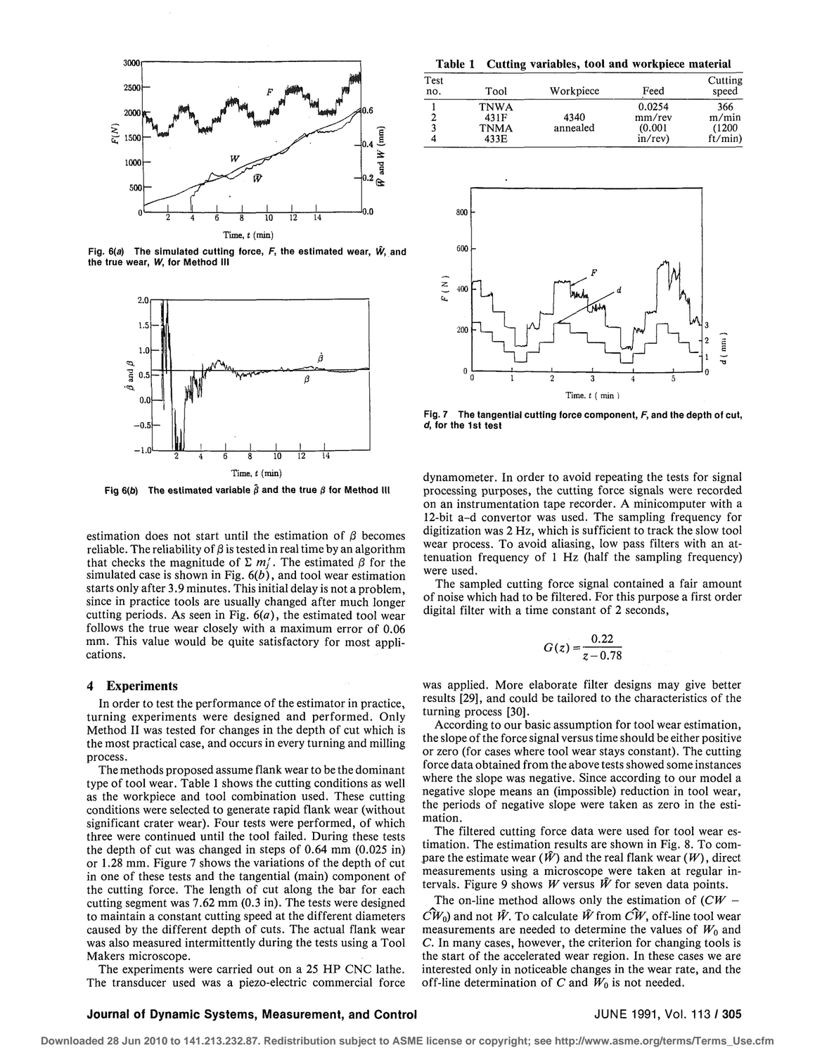Fig. 6(a) The simulated cutting force, $F$, the estimated wear, $\hat{W}$, and the true wear, $W$, for Method III

Fig 6(b) The estimated variable $\hat{\beta}$ and the true $\beta$ for Method III

estimation does not start until the estimation of $\beta$ becomes reliable. The reliability of $\beta$ is tested in real time by an algorithm that checks the magnitude of $\Sigma\, m_j'$. The estimated $\beta$ for the simulated case is shown in Fig. 6(b), and tool wear estimation starts only after 3.9 minutes. This initial delay is not a problem, since in practice tools are usually changed after much longer cutting periods. As seen in Fig. 6(a), the estimated tool wear follows the true wear closely with a maximum error of 0.06 mm. This value would be quite satisfactory for most applications.

## 4 Experiments

In order to test the performance of the estimator in practice, turning experiments were designed and performed. Only Method II was tested for changes in the depth of cut which is the most practical case, and occurs in every turning and milling process.

The methods proposed assume flank wear to be the dominant type of tool wear. Table 1 shows the cutting conditions as well as the workpiece and tool combination used. These cutting conditions were selected to generate rapid flank wear (without significant crater wear). Four tests were performed, of which three were continued until the tool failed. During these tests the depth of cut was changed in steps of 0.64 mm (0.025 in) or 1.28 mm. Figure 7 shows the variations of the depth of cut in one of these tests and the tangential (main) component of the cutting force. The length of cut along the bar for each cutting segment was 7.62 mm (0.3 in). The tests were designed to maintain a constant cutting speed at the different diameters caused by the different depth of cuts. The actual flank wear was also measured intermittently during the tests using a Tool Makers microscope.

The experiments were carried out on a 25 HP CNC lathe. The transducer used was a piezo-electric commercial force dynamometer. In order to avoid repeating the tests for signal processing purposes, the cutting force signals were recorded on an instrumentation tape recorder. A minicomputer with a 12-bit a–d convertor was used. The sampling frequency for digitization was 2 Hz, which is sufficient to track the slow tool wear process. To avoid aliasing, low pass filters with an attenuation frequency of 1 Hz (half the sampling frequency) were used.

**Table 1 Cutting variables, tool and workpiece material**

| Test no. | Tool | Workpiece | Feed | Cutting speed |
|---|---|---|---|---|
| 1 | TNWA | | 0.0254 | 366 |
| 2 | 431F | 4340 | mm/rev | m/min |
| 3 | TNMA | annealed | (0.001 | (1200 |
| 4 | 433E | | in/rev) | ft/min) |

Fig. 7 The tangential cutting force component, $F$, and the depth of cut, $d$, for the 1st test

The sampled cutting force signal contained a fair amount of noise which had to be filtered. For this purpose a first order digital filter with a time constant of 2 seconds,

$$G(z) = \frac{0.22}{z - 0.78}$$

was applied. More elaborate filter designs may give better results [29], and could be tailored to the characteristics of the turning process [30].

According to our basic assumption for tool wear estimation, the slope of the force signal versus time should be either positive or zero (for cases where tool wear stays constant). The cutting force data obtained from the above tests showed some instances where the slope was negative. Since according to our model a negative slope means an (impossible) reduction in tool wear, the periods of negative slope were taken as zero in the estimation.

The filtered cutting force data were used for tool wear estimation. The estimation results are shown in Fig. 8. To compare the estimate wear ($\hat{W}$) and the real flank wear ($W$), direct measurements using a microscope were taken at regular intervals. Figure 9 shows $W$ versus $\hat{W}$ for seven data points.

The on-line method allows only the estimation of $(CW - \widehat{CW}_0)$ and not $\hat{W}$. To calculate $\hat{W}$ from $\widehat{CW}$, off-line tool wear measurements are needed to determine the values of $W_0$ and $C$. In many cases, however, the criterion for changing tools is the start of the accelerated wear region. In these cases we are interested only in noticeable changes in the wear rate, and the off-line determination of $C$ and $W_0$ is not needed.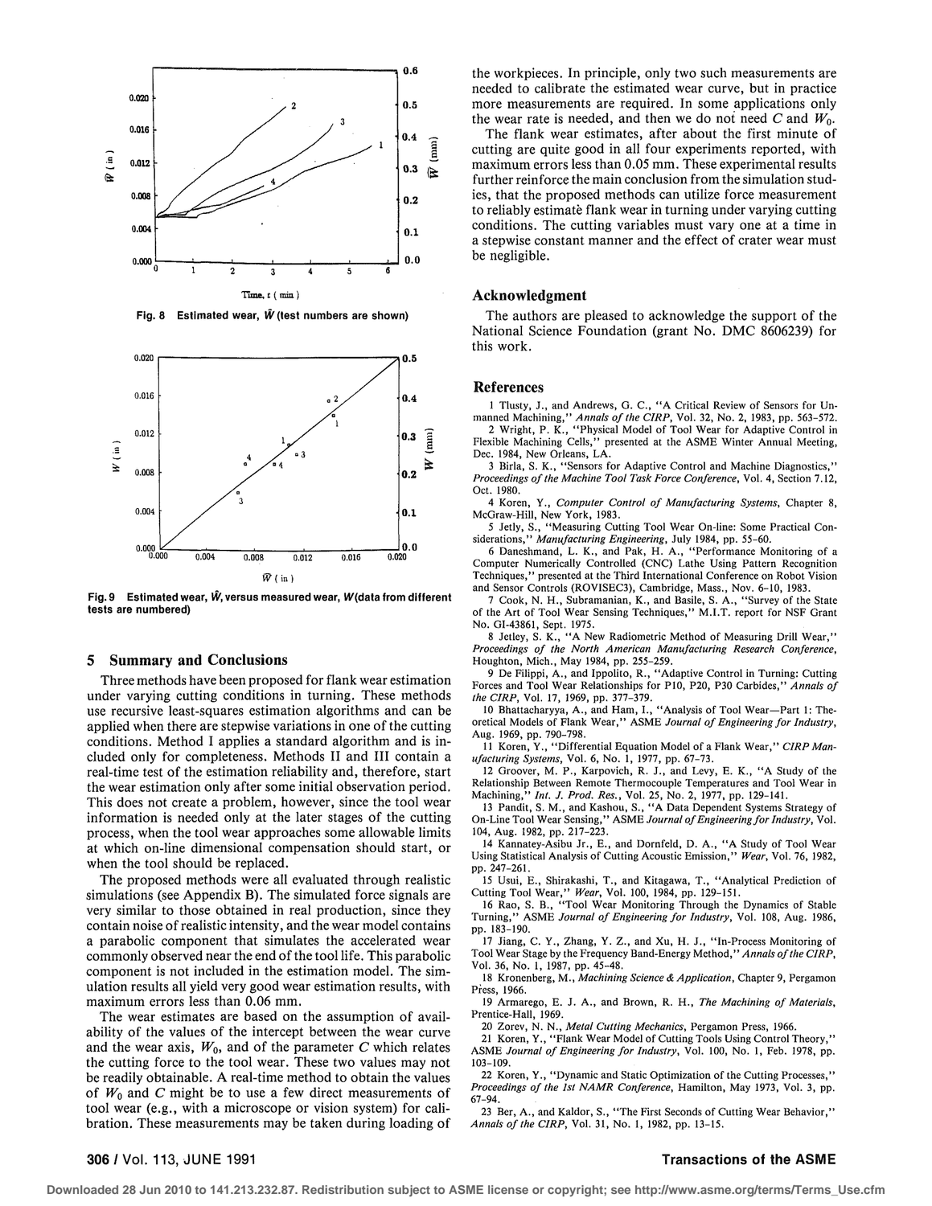0.020
0.016
0.012
0.008
0.004
0.000
$\hat{W}$ (in)
0 1 2 3 4 5 6
Time, t (min)
0.6
0.5
0.4
0.3
0.2
0.1
0.0
$\hat{W}$ (mm)
2
3
1
4

Fig. 8 Estimated wear, $\hat{W}$ (test numbers are shown)

0.020
0.016
0.012
0.008
0.004
0.000
$W$ (in)
0.000 0.004 0.008 0.012 0.016 0.020
$\hat{W}$ (in)
0.5
0.4
0.3
0.2
0.1
0.0
$W$ (mm)
2
1
1
3
4
4
3

Fig. 9 Estimated wear, $\hat{W}$, versus measured wear, $W$ (data from different tests are numbered)

## 5 Summary and Conclusions

Three methods have been proposed for flank wear estimation under varying cutting conditions in turning. These methods use recursive least-squares estimation algorithms and can be applied when there are stepwise variations in one of the cutting conditions. Method I applies a standard algorithm and is included only for completeness. Methods II and III contain a real-time test of the estimation reliability and, therefore, start the wear estimation only after some initial observation period. This does not create a problem, however, since the tool wear information is needed only at the later stages of the cutting process, when the tool wear approaches some allowable limits at which on-line dimensional compensation should start, or when the tool should be replaced.

The proposed methods were all evaluated through realistic simulations (see Appendix B). The simulated force signals are very similar to those obtained in real production, since they contain noise of realistic intensity, and the wear model contains a parabolic component that simulates the accelerated wear commonly observed near the end of the tool life. This parabolic component is not included in the estimation model. The simulation results all yield very good wear estimation results, with maximum errors less than 0.06 mm.

The wear estimates are based on the assumption of availability of the values of the intercept between the wear curve and the wear axis, $W_0$, and of the parameter $C$ which relates the cutting force to the tool wear. These two values may not be readily obtainable. A real-time method to obtain the values of $W_0$ and $C$ might be to use a few direct measurements of tool wear (e.g., with a microscope or vision system) for calibration. These measurements may be taken during loading of the workpieces. In principle, only two such measurements are needed to calibrate the estimated wear curve, but in practice more measurements are required. In some applications only the wear rate is needed, and then we do not need $C$ and $W_0$.

The flank wear estimates, after about the first minute of cutting are quite good in all four experiments reported, with maximum errors less than 0.05 mm. These experimental results further reinforce the main conclusion from the simulation studies, that the proposed methods can utilize force measurement to reliably estimate flank wear in turning under varying cutting conditions. The cutting variables must vary one at a time in a stepwise constant manner and the effect of crater wear must be negligible.

## Acknowledgment

The authors are pleased to acknowledge the support of the National Science Foundation (grant No. DMC 8606239) for this work.

## References

1 Tlusty, J., and Andrews, G. C., "A Critical Review of Sensors for Unmanned Machining," *Annals of the CIRP*, Vol. 32, No. 2, 1983, pp. 563–572.

2 Wright, P. K., "Physical Model of Tool Wear for Adaptive Control in Flexible Machining Cells," presented at the ASME Winter Annual Meeting, Dec. 1984, New Orleans, LA.

3 Birla, S. K., "Sensors for Adaptive Control and Machine Diagnostics," *Proceedings of the Machine Tool Task Force Conference*, Vol. 4, Section 7.12, Oct. 1980.

4 Koren, Y., *Computer Control of Manufacturing Systems*, Chapter 8, McGraw-Hill, New York, 1983.

5 Jetly, S., "Measuring Cutting Tool Wear On-line: Some Practical Considerations," *Manufacturing Engineering*, July 1984, pp. 55–60.

6 Daneshmand, L. K., and Pak, H. A., "Performance Monitoring of a Computer Numerically Controlled (CNC) Lathe Using Pattern Recognition Techniques," presented at the Third International Conference on Robot Vision and Sensor Controls (ROVISEC3), Cambridge, Mass., Nov. 6–10, 1983.

7 Cook, N. H., Subramanian, K., and Basile, S. A., "Survey of the State of the Art of Tool Wear Sensing Techniques," M.I.T. report for NSF Grant No. GI-43861, Sept. 1975.

8 Jetley, S. K., "A New Radiometric Method of Measuring Drill Wear," *Proceedings of the North American Manufacturing Research Conference*, Houghton, Mich., May 1984, pp. 255–259.

9 De Filippi, A., and Ippolito, R., "Adaptive Control in Turning: Cutting Forces and Tool Wear Relationships for P10, P20, P30 Carbides," *Annals of the CIRP*, Vol. 17, 1969, pp. 377–379.

10 Bhattacharyya, A., and Ham, I., "Analysis of Tool Wear—Part 1: Theoretical Models of Flank Wear," ASME *Journal of Engineering for Industry*, Aug. 1969, pp. 790–798.

11 Koren, Y., "Differential Equation Model of a Flank Wear," *CIRP Manufacturing Systems*, Vol. 6, No. 1, 1977, pp. 67–73.

12 Groover, M. P., Karpovich, R. J., and Levy, E. K., "A Study of the Relationship Between Remote Thermocouple Temperatures and Tool Wear in Machining," *Int. J. Prod. Res.*, Vol. 25, No. 2, 1977, pp. 129–141.

13 Pandit, S. M., and Kashou, S., "A Data Dependent Systems Strategy of On-Line Tool Wear Sensing," ASME *Journal of Engineering for Industry*, Vol. 104, Aug. 1982, pp. 217–223.

14 Kannatey-Asibu Jr., E., and Dornfeld, D. A., "A Study of Tool Wear Using Statistical Analysis of Cutting Acoustic Emission," *Wear*, Vol. 76, 1982, pp. 247–261.

15 Usui, E., Shirakashi, T., and Kitagawa, T., "Analytical Prediction of Cutting Tool Wear," *Wear*, Vol. 100, 1984, pp. 129–151.

16 Rao, S. B., "Tool Wear Monitoring Through the Dynamics of Stable Turning," ASME *Journal of Engineering for Industry*, Vol. 108, Aug. 1986, pp. 183–190.

17 Jiang, C. Y., Zhang, Y. Z., and Xu, H. J., "In-Process Monitoring of Tool Wear Stage by the Frequency Band-Energy Method," *Annals of the CIRP*, Vol. 36, No. 1, 1987, pp. 45–48.

18 Kronenberg, M., *Machining Science & Application*, Chapter 9, Pergamon Press, 1966.

19 Armarego, E. J. A., and Brown, R. H., *The Machining of Materials*, Prentice-Hall, 1969.

20 Zorev, N. N., *Metal Cutting Mechanics*, Pergamon Press, 1966.

21 Koren, Y., "Flank Wear Model of Cutting Tools Using Control Theory," ASME *Journal of Engineering for Industry*, Vol. 100, No. 1, Feb. 1978, pp. 103–109.

22 Koren, Y., "Dynamic and Static Optimization of the Cutting Processes," *Proceedings of the 1st NAMR Conference*, Hamilton, May 1973, Vol. 3, pp. 67–94.

23 Ber, A., and Kaldor, S., "The First Seconds of Cutting Wear Behavior," *Annals of the CIRP*, Vol. 31, No. 1, 1982, pp. 13–15.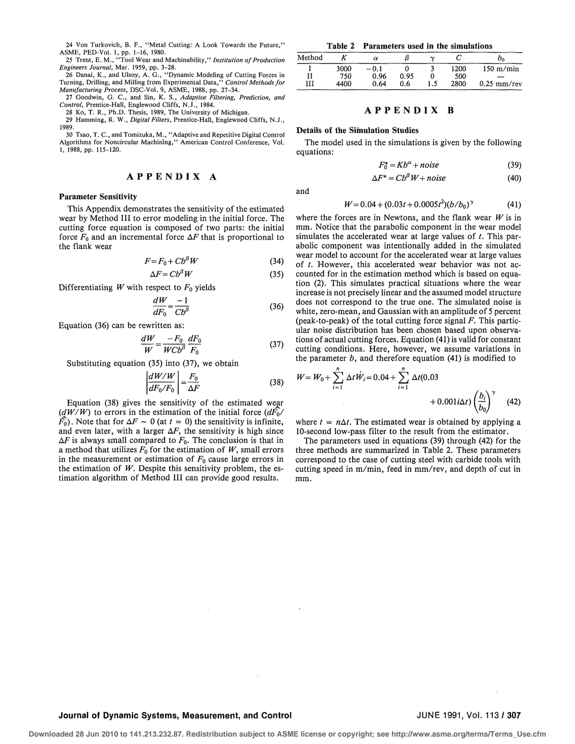24 Von Turkovich, B. F., "Metal Cutting: A Look Towards the Future," ASME, PED-Vol. 1, pp. 1-16, 1980.

25 Trent, E. M., "Tool Wear and Machinability," *Institution of Production Engineers Journal*, Mar. 1959, pp. 3-28.

26 Danai, K., and Ulsoy, A. G., "Dynamic Modeling of Cutting Forces in Turning, Drilling, and Milling from Experimental Data," *Control Methods for Manufacturing Process*, DSC-Vol. 9, ASME, 1988, pp. 27-34.

27 Goodwin, G. C., and Sin, K. S., *Adaptive Filtering, Prediction, and Control*, Prentice-Hall, Englewood Cliffs, N.J., 1984.

28 Ko, T. R., Ph.D. Thesis, 1989, The University of Michigan.

29 Hamming, R. W., *Digital Filters*, Prentice-Hall, Englewood Cliffs, N.J., 1989.

30 Tsao, T. C., and Tomizuka, M., "Adaptive and Repetitive Digital Control Algorithms for Noncircular Machining," American Control Conference, Vol. 1, 1988, pp. 115-120.

## APPENDIX A

### Parameter Sensitivity

This Appendix demonstrates the sensitivity of the estimated wear by Method III to error modeling in the initial force. The cutting force equation is composed of two parts: the initial force $F_0$ and an incremental force $\Delta F$ that is proportional to the flank wear

$$F = F_0 + Cb^{\beta}W \tag{34}$$

$$\Delta F = Cb^{\beta}W \tag{35}$$

Differentiating $W$ with respect to $F_0$ yields

$$\frac{dW}{dF_0} = \frac{-1}{Cb^{\beta}} \tag{36}$$

Equation (36) can be rewritten as:

$$\frac{dW}{W} = \frac{-F_0}{WCb^{\beta}}\frac{dF_0}{F_0} \tag{37}$$

Substituting equation (35) into (37), we obtain

$$\left|\frac{dW/W}{dF_0/F_0}\right| = \frac{F_0}{\Delta F} \tag{38}$$

Equation (38) gives the sensitivity of the estimated wear ($dW/W$) to errors in the estimation of the initial force ($d\hat{F}_0/\hat{F}_0$). Note that for $\Delta F \sim 0$ (at $t = 0$) the sensitivity is infinite, and even later, with a larger $\Delta F$, the sensitivity is high since $\Delta F$ is always small compared to $F_0$. The conclusion is that in a method that utilizes $F_0$ for the estimation of $W$, small errors in the measurement or estimation of $F_0$ cause large errors in the estimation of $W$. Despite this sensitivity problem, the estimation algorithm of Method III can provide good results.

**Table 2 Parameters used in the simulations**

| Method | $K$ | $\alpha$ | $\beta$ | $\gamma$ | $C$ | $b_0$ |
|---|---|---|---|---|---|---|
| I | 3000 | −0.1 | 0 | 3 | 1200 | 150 m/min |
| II | 750 | 0.96 | 0.95 | 0 | 500 | — |
| III | 4400 | 0.64 | 0.6 | 1.5 | 2800 | 0.25 mm/rev |

## APPENDIX B

### Details of the Simulation Studies

The model used in the simulations is given by the following equations:

$$F_0^* = Kb^{\alpha} + noise \tag{39}$$

$$\Delta F^* = Cb^{\beta}W + noise \tag{40}$$

and

$$W = 0.04 + (0.03t + 0.0005t^2)(b/b_0)^{\gamma} \tag{41}$$

where the forces are in Newtons, and the flank wear $W$ is in mm. Notice that the parabolic component in the wear model simulates the accelerated wear at large values of $t$. This parabolic component was intentionally added in the simulated wear model to account for the accelerated wear at large values of $t$. However, this accelerated wear behavior was not accounted for in the estimation method which is based on equation (2). This simulates practical situations where the wear increase is not precisely linear and the assumed model structure does not correspond to the true one. The simulated noise is white, zero-mean, and Gaussian with an amplitude of 5 percent (peak-to-peak) of the total cutting force signal $F$. This particular noise distribution has been chosen based upon observations of actual cutting forces. Equation (41) is valid for constant cutting conditions. Here, however, we assume variations in the parameter $b$, and therefore equation (41) is modified to

$$W = W_0 + \sum_{i=1}^{n} \Delta t \dot{W}_i = 0.04 + \sum_{i=1}^{n} \Delta t (0.03 + 0.001 i \Delta t)\left(\frac{b_i}{b_0}\right)^{\gamma} \tag{42}$$

where $t = n\Delta t$. The estimated wear is obtained by applying a 10-second low-pass filter to the result from the estimator.

The parameters used in equations (39) through (42) for the three methods are summarized in Table 2. These parameters correspond to the case of cutting steel with carbide tools with cutting speed in m/min, feed in mm/rev, and depth of cut in mm.